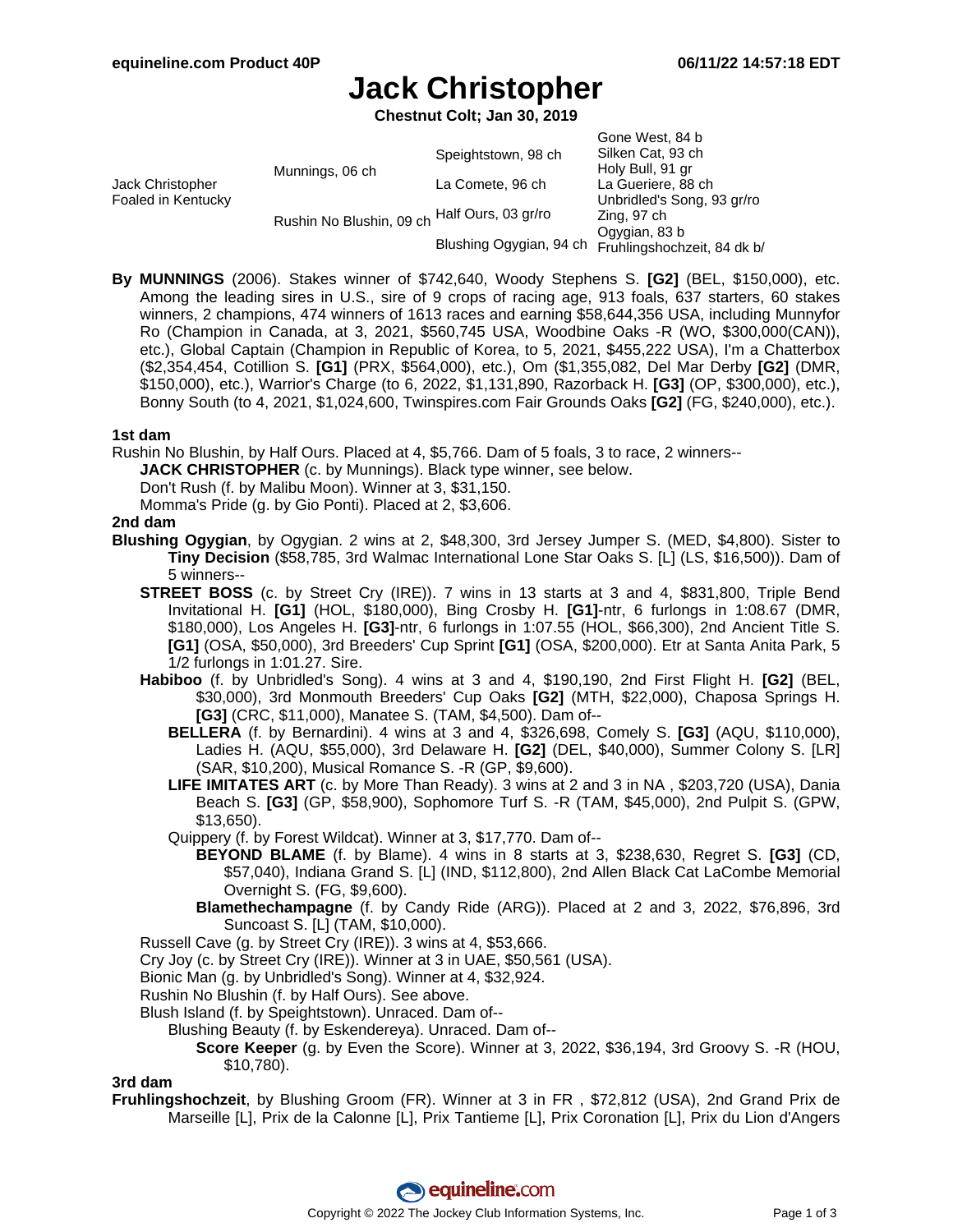# Jack Christopher

**Chestnut Colt; Jan 30, 2019**

| | | | |
|---|---|---|---|
| Jack Christopher Foaled in Kentucky | Munnings, 06 ch | Speightstown, 98 ch | Gone West, 84 b |
| | | | Silken Cat, 93 ch |
| | | La Comete, 96 ch | Holy Bull, 91 gr |
| | | | La Gueriere, 88 ch |
| | Rushin No Blushin, 09 ch | Half Ours, 03 gr/ro | Unbridled's Song, 93 gr/ro |
| | | | Zing, 97 ch |
| | | Blushing Ogygian, 94 ch | Ogygian, 83 b |
| | | | Fruhlingshochzeit, 84 dk b/ |

**By MUNNINGS** (2006). Stakes winner of $742,640, Woody Stephens S. **[G2]** (BEL, $150,000), etc. Among the leading sires in U.S., sire of 9 crops of racing age, 913 foals, 637 starters, 60 stakes winners, 2 champions, 474 winners of 1613 races and earning $58,644,356 USA, including Munnyfor Ro (Champion in Canada, at 3, 2021, $560,745 USA, Woodbine Oaks -R (WO, $300,000(CAN)), etc.), Global Captain (Champion in Republic of Korea, to 5, 2021, $455,222 USA), I'm a Chatterbox ($2,354,454, Cotillion S. **[G1]** (PRX, $564,000), etc.), Om ($1,355,082, Del Mar Derby **[G2]** (DMR, $150,000), etc.), Warrior's Charge (to 6, 2022, $1,131,890, Razorback H. **[G3]** (OP, $300,000), etc.), Bonny South (to 4, 2021, $1,024,600, Twinspires.com Fair Grounds Oaks **[G2]** (FG, $240,000), etc.).

### 1st dam

Rushin No Blushin, by Half Ours. Placed at 4, $5,766. Dam of 5 foals, 3 to race, 2 winners--

- **JACK CHRISTOPHER** (c. by Munnings). Black type winner, see below.
- Don't Rush (f. by Malibu Moon). Winner at 3, $31,150.
- Momma's Pride (g. by Gio Ponti). Placed at 2, $3,606.

### 2nd dam

**Blushing Ogygian**, by Ogygian. 2 wins at 2, $48,300, 3rd Jersey Jumper S. (MED, $4,800). Sister to **Tiny Decision** ($58,785, 3rd Walmac International Lone Star Oaks S. [L] (LS, $16,500)). Dam of 5 winners--

- **STREET BOSS** (c. by Street Cry (IRE)). 7 wins in 13 starts at 3 and 4, $831,800, Triple Bend Invitational H. **[G1]** (HOL, $180,000), Bing Crosby H. **[G1]**-ntr, 6 furlongs in 1:08.67 (DMR, $180,000), Los Angeles H. **[G3]**-ntr, 6 furlongs in 1:07.55 (HOL, $66,300), 2nd Ancient Title S. **[G1]** (OSA, $50,000), 3rd Breeders' Cup Sprint **[G1]** (OSA, $200,000). Etr at Santa Anita Park, 5 1/2 furlongs in 1:01.27. Sire.
- **Habiboo** (f. by Unbridled's Song). 4 wins at 3 and 4, $190,190, 2nd First Flight H. **[G2]** (BEL, $30,000), 3rd Monmouth Breeders' Cup Oaks **[G2]** (MTH, $22,000), Chaposa Springs H. **[G3]** (CRC, $11,000), Manatee S. (TAM, $4,500). Dam of--
  - **BELLERA** (f. by Bernardini). 4 wins at 3 and 4, $326,698, Comely S. **[G3]** (AQU, $110,000), Ladies H. (AQU, $55,000), 3rd Delaware H. **[G2]** (DEL, $40,000), Summer Colony S. [LR] (SAR, $10,200), Musical Romance S. -R (GP, $9,600).
  - **LIFE IMITATES ART** (c. by More Than Ready). 3 wins at 2 and 3 in NA , $203,720 (USA), Dania Beach S. **[G3]** (GP, $58,900), Sophomore Turf S. -R (TAM, $45,000), 2nd Pulpit S. (GPW, $13,650).
  - Quippery (f. by Forest Wildcat). Winner at 3, $17,770. Dam of--
    - **BEYOND BLAME** (f. by Blame). 4 wins in 8 starts at 3, $238,630, Regret S. **[G3]** (CD, $57,040), Indiana Grand S. [L] (IND, $112,800), 2nd Allen Black Cat LaCombe Memorial Overnight S. (FG, $9,600).
    - **Blamethechampagne** (f. by Candy Ride (ARG)). Placed at 2 and 3, 2022, $76,896, 3rd Suncoast S. [L] (TAM, $10,000).
- Russell Cave (g. by Street Cry (IRE)). 3 wins at 4, $53,666.
- Cry Joy (c. by Street Cry (IRE)). Winner at 3 in UAE, $50,561 (USA).
- Bionic Man (g. by Unbridled's Song). Winner at 4, $32,924.
- Rushin No Blushin (f. by Half Ours). See above.
- Blush Island (f. by Speightstown). Unraced. Dam of--
  - Blushing Beauty (f. by Eskendereya). Unraced. Dam of--
    - **Score Keeper** (g. by Even the Score). Winner at 3, 2022, $36,194, 3rd Groovy S. -R (HOU, $10,780).

### 3rd dam

**Fruhlingshochzeit**, by Blushing Groom (FR). Winner at 3 in FR , $72,812 (USA), 2nd Grand Prix de Marseille [L], Prix de la Calonne [L], Prix Tantieme [L], Prix Coronation [L], Prix du Lion d'Angers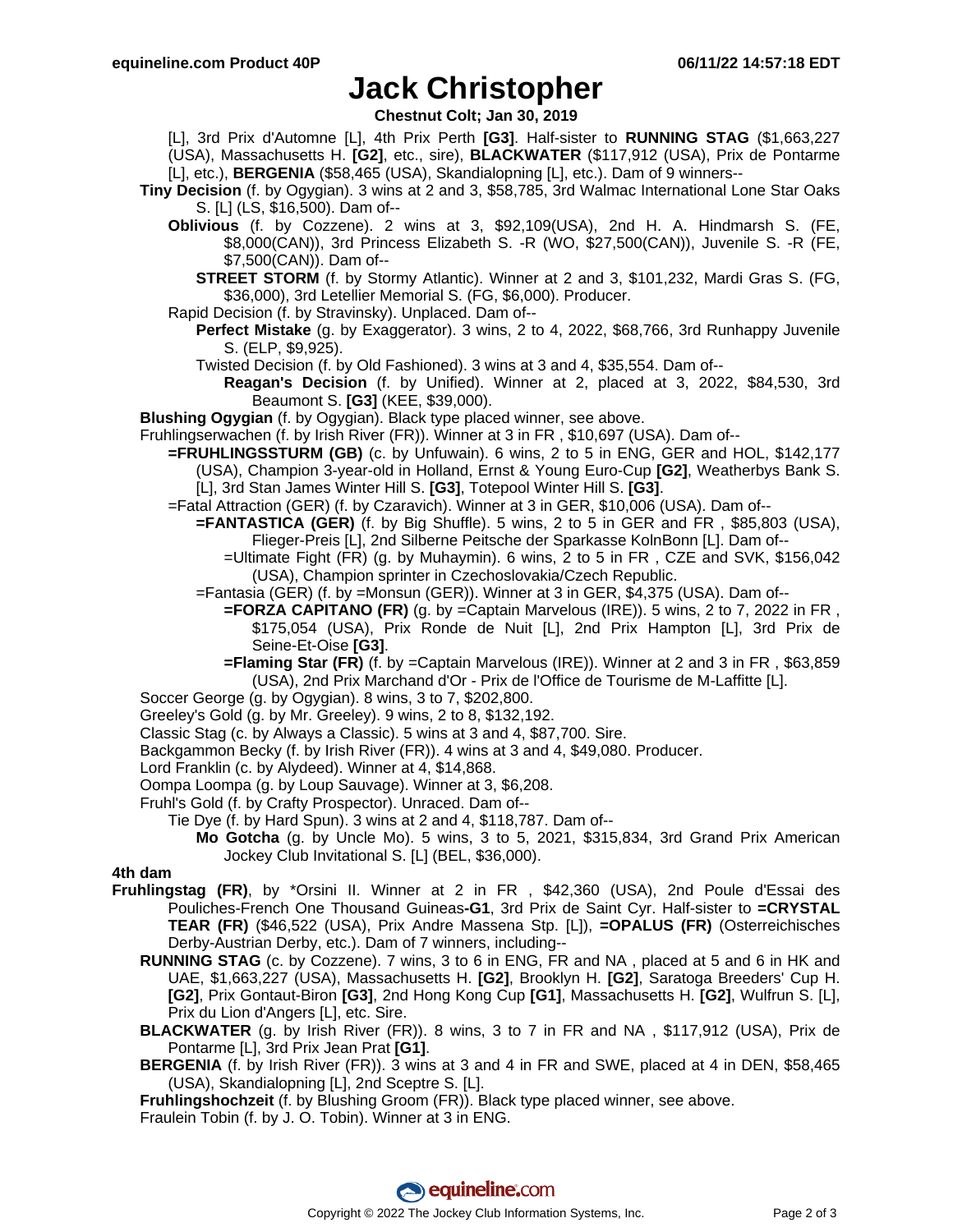# Jack Christopher

**Chestnut Colt; Jan 30, 2019**

[L], 3rd Prix d'Automne [L], 4th Prix Perth **[G3]**. Half-sister to **RUNNING STAG** ($1,663,227 (USA), Massachusetts H. **[G2]**, etc., sire), **BLACKWATER** ($117,912 (USA), Prix de Pontarme [L], etc.), **BERGENIA** ($58,465 (USA), Skandialopning [L], etc.). Dam of 9 winners--

**Tiny Decision** (f. by Ogygian). 3 wins at 2 and 3, $58,785, 3rd Walmac International Lone Star Oaks S. [L] (LS, $16,500). Dam of--

**Oblivious** (f. by Cozzene). 2 wins at 3, $92,109(USA), 2nd H. A. Hindmarsh S. (FE, $8,000(CAN)), 3rd Princess Elizabeth S. -R (WO, $27,500(CAN)), Juvenile S. -R (FE, $7,500(CAN)). Dam of--

**STREET STORM** (f. by Stormy Atlantic). Winner at 2 and 3, $101,232, Mardi Gras S. (FG, $36,000), 3rd Letellier Memorial S. (FG, $6,000). Producer.

Rapid Decision (f. by Stravinsky). Unplaced. Dam of--

**Perfect Mistake** (g. by Exaggerator). 3 wins, 2 to 4, 2022, $68,766, 3rd Runhappy Juvenile S. (ELP, $9,925).

Twisted Decision (f. by Old Fashioned). 3 wins at 3 and 4, $35,554. Dam of--

**Reagan's Decision** (f. by Unified). Winner at 2, placed at 3, 2022, $84,530, 3rd Beaumont S. **[G3]** (KEE, $39,000).

**Blushing Ogygian** (f. by Ogygian). Black type placed winner, see above.

Fruhlingserwachen (f. by Irish River (FR)). Winner at 3 in FR , $10,697 (USA). Dam of--

**=FRUHLINGSSTURM (GB)** (c. by Unfuwain). 6 wins, 2 to 5 in ENG, GER and HOL, $142,177 (USA), Champion 3-year-old in Holland, Ernst & Young Euro-Cup **[G2]**, Weatherbys Bank S. [L], 3rd Stan James Winter Hill S. **[G3]**, Totepool Winter Hill S. **[G3]**.

=Fatal Attraction (GER) (f. by Czaravich). Winner at 3 in GER, $10,006 (USA). Dam of--

**=FANTASTICA (GER)** (f. by Big Shuffle). 5 wins, 2 to 5 in GER and FR , $85,803 (USA), Flieger-Preis [L], 2nd Silberne Peitsche der Sparkasse KolnBonn [L]. Dam of--

=Ultimate Fight (FR) (g. by Muhaymin). 6 wins, 2 to 5 in FR , CZE and SVK, $156,042 (USA), Champion sprinter in Czechoslovakia/Czech Republic.

=Fantasia (GER) (f. by =Monsun (GER)). Winner at 3 in GER, $4,375 (USA). Dam of--

**=FORZA CAPITANO (FR)** (g. by =Captain Marvelous (IRE)). 5 wins, 2 to 7, 2022 in FR , $175,054 (USA), Prix Ronde de Nuit [L], 2nd Prix Hampton [L], 3rd Prix de Seine-Et-Oise **[G3]**.

**=Flaming Star (FR)** (f. by =Captain Marvelous (IRE)). Winner at 2 and 3 in FR , $63,859 (USA), 2nd Prix Marchand d'Or - Prix de l'Office de Tourisme de M-Laffitte [L].

Soccer George (g. by Ogygian). 8 wins, 3 to 7, $202,800.

Greeley's Gold (g. by Mr. Greeley). 9 wins, 2 to 8, $132,192.

Classic Stag (c. by Always a Classic). 5 wins at 3 and 4, $87,700. Sire.

Backgammon Becky (f. by Irish River (FR)). 4 wins at 3 and 4, $49,080. Producer.

Lord Franklin (c. by Alydeed). Winner at 4, $14,868.

Oompa Loompa (g. by Loup Sauvage). Winner at 3, $6,208.

Fruhl's Gold (f. by Crafty Prospector). Unraced. Dam of--

Tie Dye (f. by Hard Spun). 3 wins at 2 and 4, $118,787. Dam of--

**Mo Gotcha** (g. by Uncle Mo). 5 wins, 3 to 5, 2021, $315,834, 3rd Grand Prix American Jockey Club Invitational S. [L] (BEL, $36,000).

### 4th dam

**Fruhlingstag (FR)**, by *Orsini II. Winner at 2 in FR , $42,360 (USA), 2nd Poule d'Essai des Pouliches-French One Thousand Guineas**-G1**, 3rd Prix de Saint Cyr. Half-sister to **=CRYSTAL TEAR (FR)** ($46,522 (USA), Prix Andre Massena Stp. [L]), **=OPALUS (FR)** (Osterreichisches Derby-Austrian Derby, etc.). Dam of 7 winners, including--

**RUNNING STAG** (c. by Cozzene). 7 wins, 3 to 6 in ENG, FR and NA , placed at 5 and 6 in HK and UAE, $1,663,227 (USA), Massachusetts H. **[G2]**, Brooklyn H. **[G2]**, Saratoga Breeders' Cup H. **[G2]**, Prix Gontaut-Biron **[G3]**, 2nd Hong Kong Cup **[G1]**, Massachusetts H. **[G2]**, Wulfrun S. [L], Prix du Lion d'Angers [L], etc. Sire.

**BLACKWATER** (g. by Irish River (FR)). 8 wins, 3 to 7 in FR and NA , $117,912 (USA), Prix de Pontarme [L], 3rd Prix Jean Prat **[G1]**.

**BERGENIA** (f. by Irish River (FR)). 3 wins at 3 and 4 in FR and SWE, placed at 4 in DEN, $58,465 (USA), Skandialopning [L], 2nd Sceptre S. [L].

**Fruhlingshochzeit** (f. by Blushing Groom (FR)). Black type placed winner, see above.

Fraulein Tobin (f. by J. O. Tobin). Winner at 3 in ENG.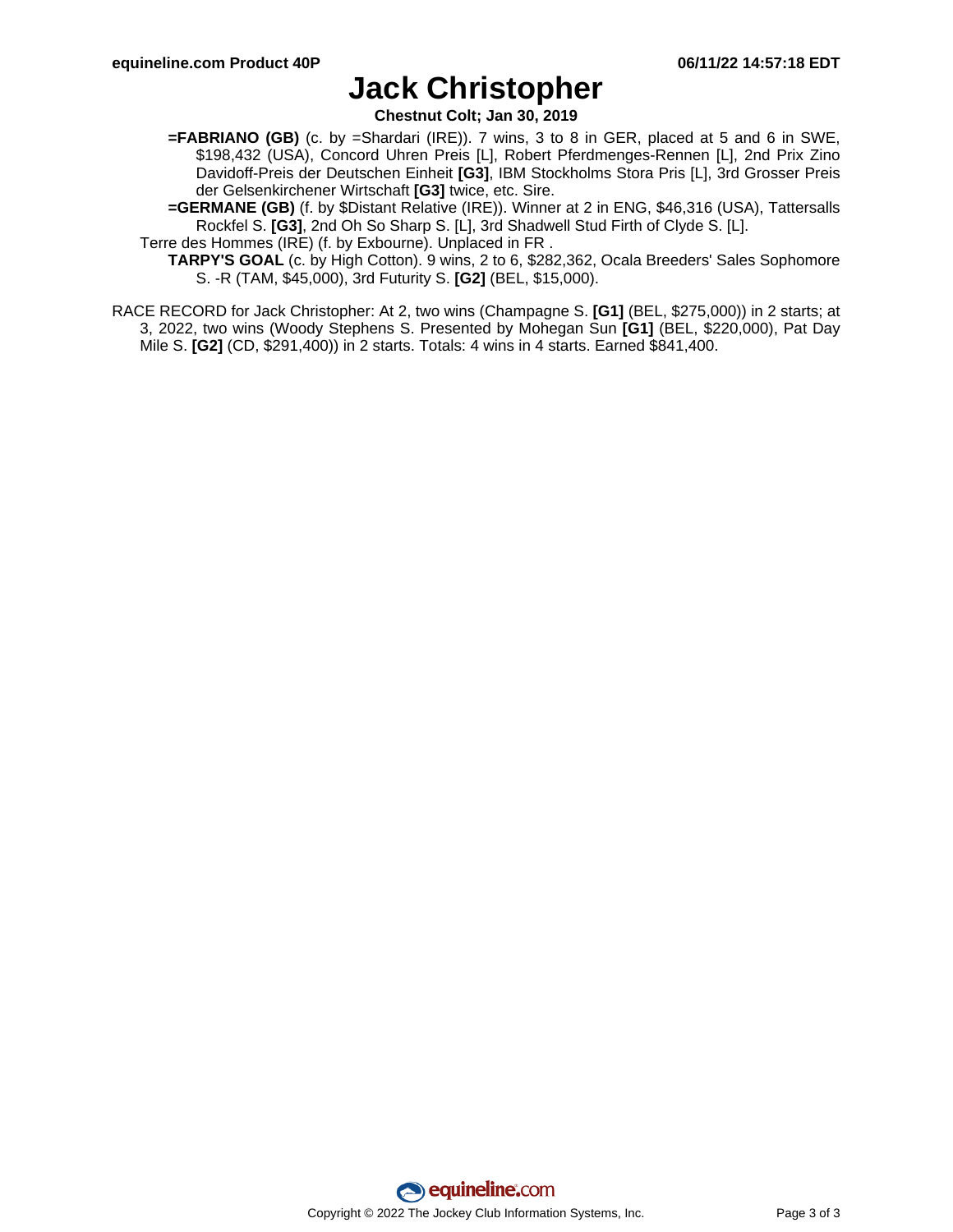# Jack Christopher

**Chestnut Colt; Jan 30, 2019**

**=FABRIANO (GB)** (c. by =Shardari (IRE)). 7 wins, 3 to 8 in GER, placed at 5 and 6 in SWE, $198,432 (USA), Concord Uhren Preis [L], Robert Pferdmenges-Rennen [L], 2nd Prix Zino Davidoff-Preis der Deutschen Einheit **[G3]**, IBM Stockholms Stora Pris [L], 3rd Grosser Preis der Gelsenkirchener Wirtschaft **[G3]** twice, etc. Sire.

**=GERMANE (GB)** (f. by $Distant Relative (IRE)). Winner at 2 in ENG, $46,316 (USA), Tattersalls Rockfel S. **[G3]**, 2nd Oh So Sharp S. [L], 3rd Shadwell Stud Firth of Clyde S. [L].

Terre des Hommes (IRE) (f. by Exbourne). Unplaced in FR .

**TARPY'S GOAL** (c. by High Cotton). 9 wins, 2 to 6, $282,362, Ocala Breeders' Sales Sophomore S. -R (TAM, $45,000), 3rd Futurity S. **[G2]** (BEL, $15,000).

RACE RECORD for Jack Christopher: At 2, two wins (Champagne S. **[G1]** (BEL, $275,000)) in 2 starts; at 3, 2022, two wins (Woody Stephens S. Presented by Mohegan Sun **[G1]** (BEL, $220,000), Pat Day Mile S. **[G2]** (CD, $291,400)) in 2 starts. Totals: 4 wins in 4 starts. Earned $841,400.